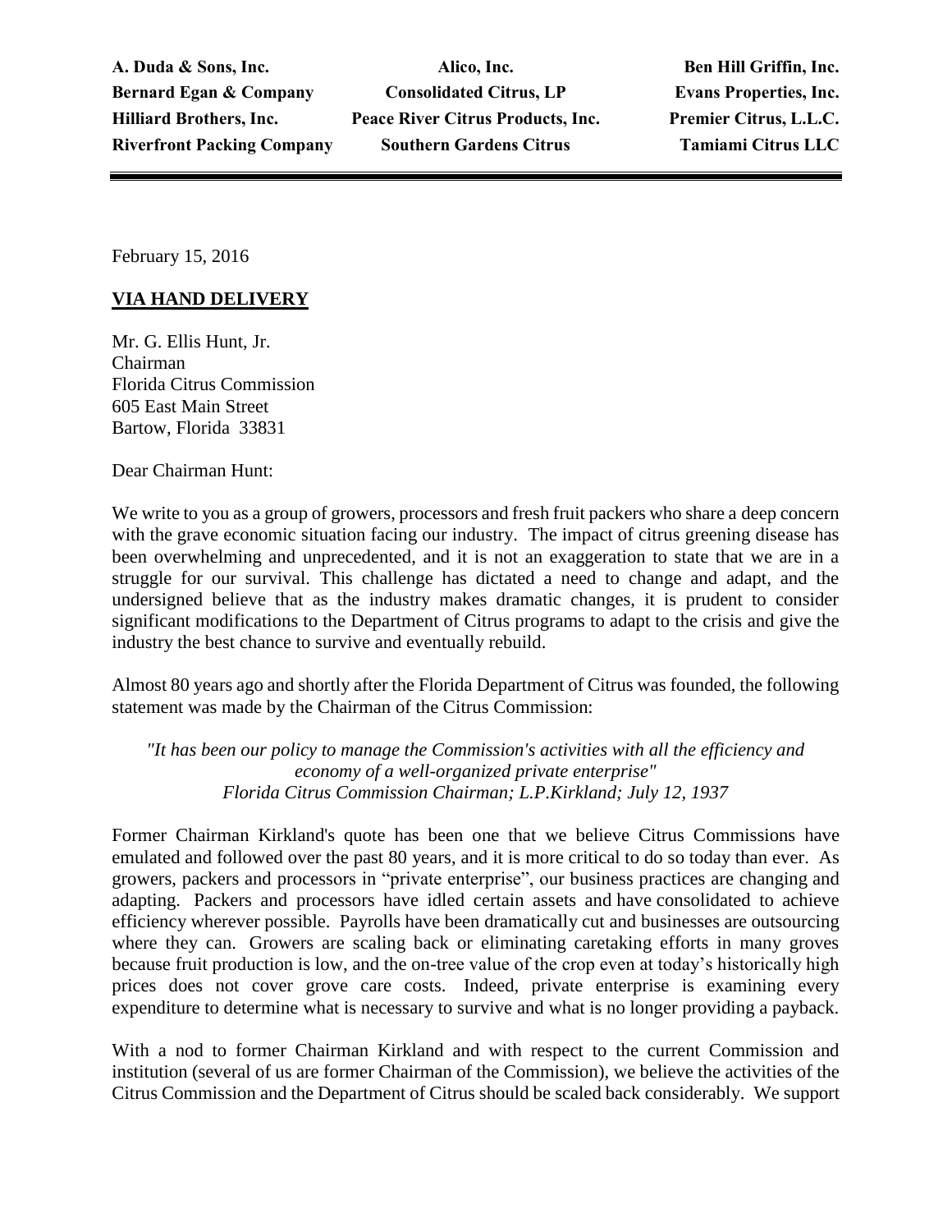| A. Duda & Sons, Inc. | Alico, Inc. | Ben Hill Griffin, Inc. |
|---|---|---|
| Bernard Egan & Company | Consolidated Citrus, LP | Evans Properties, Inc. |
| Hilliard Brothers, Inc. | Peace River Citrus Products, Inc. | Premier Citrus, L.L.C. |
| Riverfront Packing Company | Southern Gardens Citrus | Tamiami Citrus LLC |

---

February 15, 2016

**VIA HAND DELIVERY**

Mr. G. Ellis Hunt, Jr.
Chairman
Florida Citrus Commission
605 East Main Street
Bartow, Florida 33831

Dear Chairman Hunt:

We write to you as a group of growers, processors and fresh fruit packers who share a deep concern with the grave economic situation facing our industry. The impact of citrus greening disease has been overwhelming and unprecedented, and it is not an exaggeration to state that we are in a struggle for our survival. This challenge has dictated a need to change and adapt, and the undersigned believe that as the industry makes dramatic changes, it is prudent to consider significant modifications to the Department of Citrus programs to adapt to the crisis and give the industry the best chance to survive and eventually rebuild.

Almost 80 years ago and shortly after the Florida Department of Citrus was founded, the following statement was made by the Chairman of the Citrus Commission:

*"It has been our policy to manage the Commission's activities with all the efficiency and economy of a well-organized private enterprise"*
*Florida Citrus Commission Chairman; L.P.Kirkland; July 12, 1937*

Former Chairman Kirkland's quote has been one that we believe Citrus Commissions have emulated and followed over the past 80 years, and it is more critical to do so today than ever. As growers, packers and processors in "private enterprise", our business practices are changing and adapting. Packers and processors have idled certain assets and have consolidated to achieve efficiency wherever possible. Payrolls have been dramatically cut and businesses are outsourcing where they can. Growers are scaling back or eliminating caretaking efforts in many groves because fruit production is low, and the on-tree value of the crop even at today's historically high prices does not cover grove care costs. Indeed, private enterprise is examining every expenditure to determine what is necessary to survive and what is no longer providing a payback.

With a nod to former Chairman Kirkland and with respect to the current Commission and institution (several of us are former Chairman of the Commission), we believe the activities of the Citrus Commission and the Department of Citrus should be scaled back considerably. We support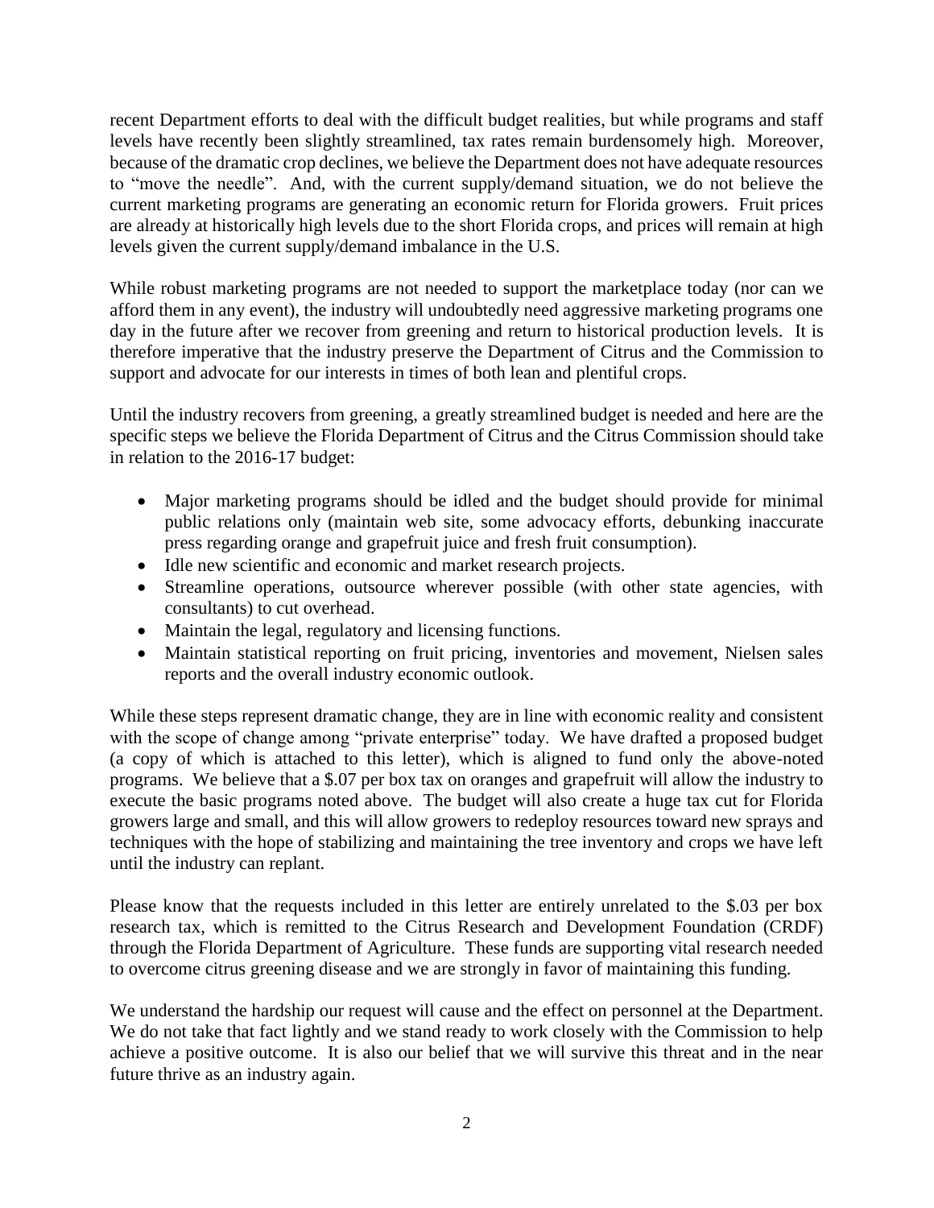recent Department efforts to deal with the difficult budget realities, but while programs and staff levels have recently been slightly streamlined, tax rates remain burdensomely high. Moreover, because of the dramatic crop declines, we believe the Department does not have adequate resources to "move the needle". And, with the current supply/demand situation, we do not believe the current marketing programs are generating an economic return for Florida growers. Fruit prices are already at historically high levels due to the short Florida crops, and prices will remain at high levels given the current supply/demand imbalance in the U.S.

While robust marketing programs are not needed to support the marketplace today (nor can we afford them in any event), the industry will undoubtedly need aggressive marketing programs one day in the future after we recover from greening and return to historical production levels. It is therefore imperative that the industry preserve the Department of Citrus and the Commission to support and advocate for our interests in times of both lean and plentiful crops.

Until the industry recovers from greening, a greatly streamlined budget is needed and here are the specific steps we believe the Florida Department of Citrus and the Citrus Commission should take in relation to the 2016-17 budget:

- Major marketing programs should be idled and the budget should provide for minimal public relations only (maintain web site, some advocacy efforts, debunking inaccurate press regarding orange and grapefruit juice and fresh fruit consumption).
- Idle new scientific and economic and market research projects.
- Streamline operations, outsource wherever possible (with other state agencies, with consultants) to cut overhead.
- Maintain the legal, regulatory and licensing functions.
- Maintain statistical reporting on fruit pricing, inventories and movement, Nielsen sales reports and the overall industry economic outlook.

While these steps represent dramatic change, they are in line with economic reality and consistent with the scope of change among "private enterprise" today. We have drafted a proposed budget (a copy of which is attached to this letter), which is aligned to fund only the above-noted programs. We believe that a $.07 per box tax on oranges and grapefruit will allow the industry to execute the basic programs noted above. The budget will also create a huge tax cut for Florida growers large and small, and this will allow growers to redeploy resources toward new sprays and techniques with the hope of stabilizing and maintaining the tree inventory and crops we have left until the industry can replant.

Please know that the requests included in this letter are entirely unrelated to the $.03 per box research tax, which is remitted to the Citrus Research and Development Foundation (CRDF) through the Florida Department of Agriculture. These funds are supporting vital research needed to overcome citrus greening disease and we are strongly in favor of maintaining this funding.

We understand the hardship our request will cause and the effect on personnel at the Department. We do not take that fact lightly and we stand ready to work closely with the Commission to help achieve a positive outcome. It is also our belief that we will survive this threat and in the near future thrive as an industry again.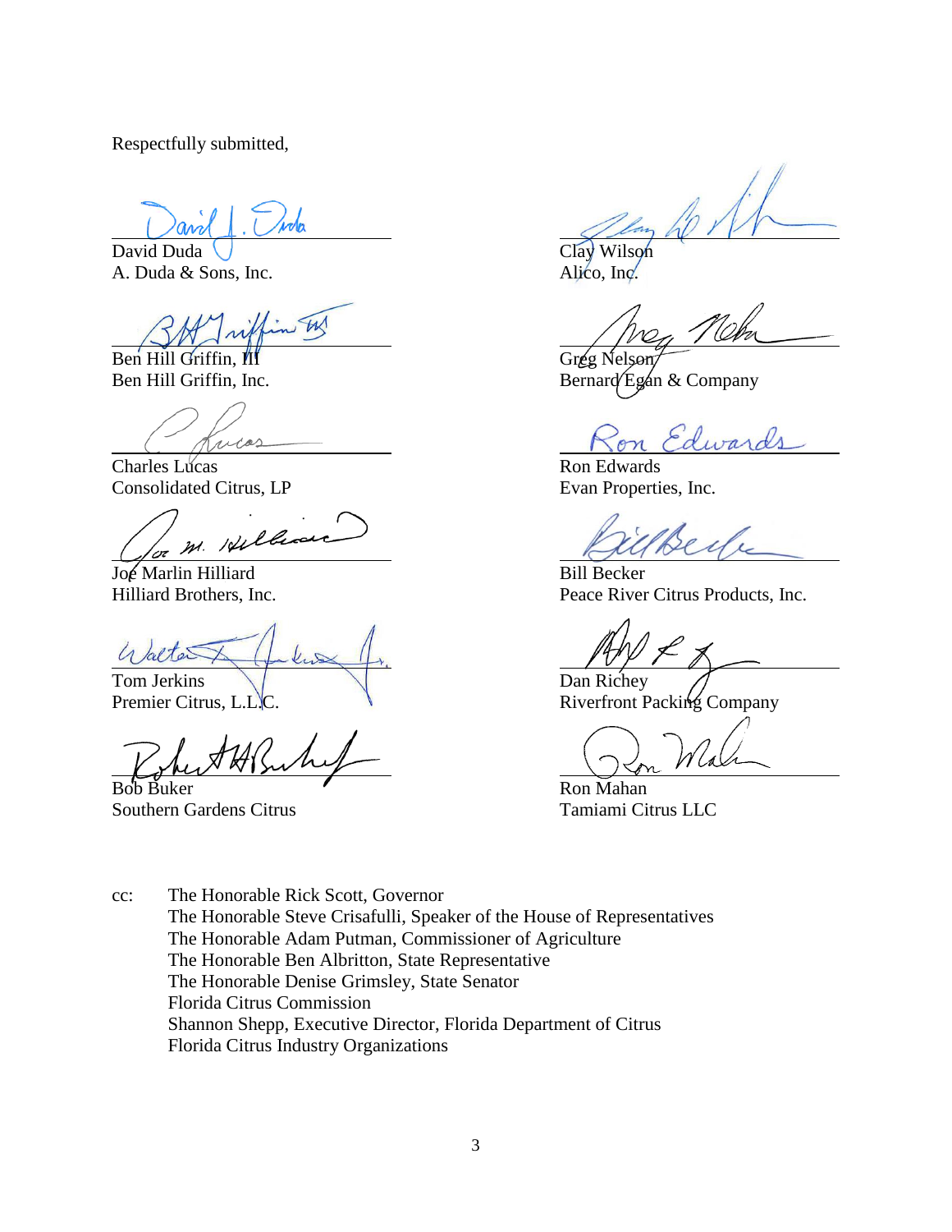Respectfully submitted,

David Duda
A. Duda & Sons, Inc.

Clay Wilson
Alico, Inc.

Ben Hill Griffin, III
Ben Hill Griffin, Inc.

Greg Nelson
Bernard Egan & Company

Charles Lucas
Consolidated Citrus, LP

Ron Edwards
Evan Properties, Inc.

Joe Marlin Hilliard
Hilliard Brothers, Inc.

Bill Becker
Peace River Citrus Products, Inc.

Tom Jerkins
Premier Citrus, L.L.C.

Dan Richey
Riverfront Packing Company

Bob Buker
Southern Gardens Citrus

Ron Mahan
Tamiami Citrus LLC

cc: The Honorable Rick Scott, Governor
The Honorable Steve Crisafulli, Speaker of the House of Representatives
The Honorable Adam Putman, Commissioner of Agriculture
The Honorable Ben Albritton, State Representative
The Honorable Denise Grimsley, State Senator
Florida Citrus Commission
Shannon Shepp, Executive Director, Florida Department of Citrus
Florida Citrus Industry Organizations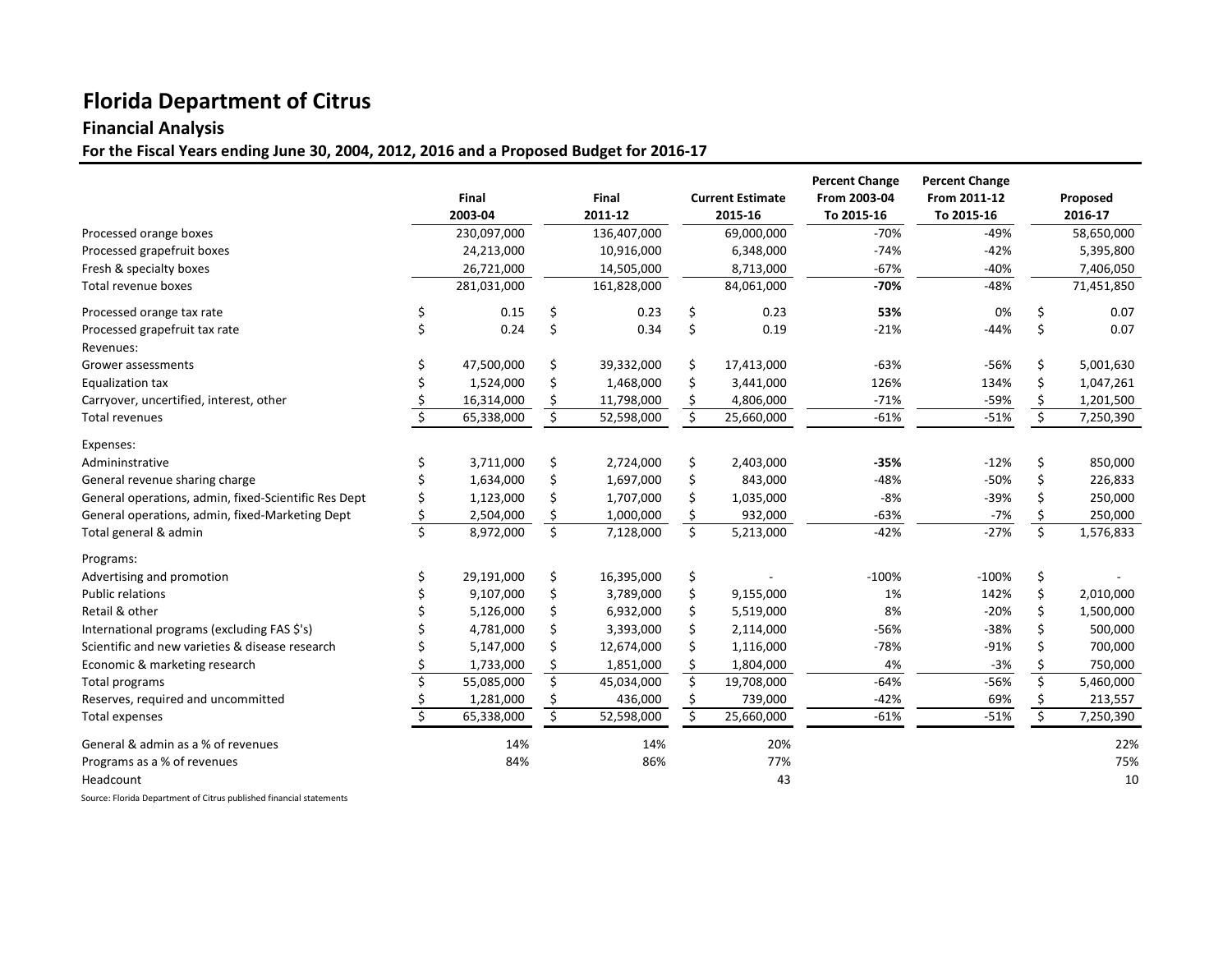# Florida Department of Citrus

## Financial Analysis

### For the Fiscal Years ending June 30, 2004, 2012, 2016 and a Proposed Budget for 2016-17

| | Final 2003-04 | Final 2011-12 | Current Estimate 2015-16 | Percent Change From 2003-04 To 2015-16 | Percent Change From 2011-12 To 2015-16 | Proposed 2016-17 |
|---|---|---|---|---|---|---|
| Processed orange boxes | 230,097,000 | 136,407,000 | 69,000,000 | -70% | -49% | 58,650,000 |
| Processed grapefruit boxes | 24,213,000 | 10,916,000 | 6,348,000 | -74% | -42% | 5,395,800 |
| Fresh & specialty boxes | 26,721,000 | 14,505,000 | 8,713,000 | -67% | -40% | 7,406,050 |
| Total revenue boxes | 281,031,000 | 161,828,000 | 84,061,000 | **-70%** | -48% | 71,451,850 |
| Processed orange tax rate | $ 0.15 | $ 0.23 | $ 0.23 | **53%** | 0% | $ 0.07 |
| Processed grapefruit tax rate | $ 0.24 | $ 0.34 | $ 0.19 | -21% | -44% | $ 0.07 |
| Revenues: | | | | | | |
| Grower assessments | $ 47,500,000 | $ 39,332,000 | $ 17,413,000 | -63% | -56% | $ 5,001,630 |
| Equalization tax | $ 1,524,000 | $ 1,468,000 | $ 3,441,000 | 126% | 134% | $ 1,047,261 |
| Carryover, uncertified, interest, other | $ 16,314,000 | $ 11,798,000 | $ 4,806,000 | -71% | -59% | $ 1,201,500 |
| Total revenues | $ 65,338,000 | $ 52,598,000 | $ 25,660,000 | -61% | -51% | $ 7,250,390 |
| Expenses: | | | | | | |
| Admininstrative | $ 3,711,000 | $ 2,724,000 | $ 2,403,000 | **-35%** | -12% | $ 850,000 |
| General revenue sharing charge | $ 1,634,000 | $ 1,697,000 | $ 843,000 | -48% | -50% | $ 226,833 |
| General operations, admin, fixed-Scientific Res Dept | $ 1,123,000 | $ 1,707,000 | $ 1,035,000 | -8% | -39% | $ 250,000 |
| General operations, admin, fixed-Marketing Dept | $ 2,504,000 | $ 1,000,000 | $ 932,000 | -63% | -7% | $ 250,000 |
| Total general & admin | $ 8,972,000 | $ 7,128,000 | $ 5,213,000 | -42% | -27% | $ 1,576,833 |
| Programs: | | | | | | |
| Advertising and promotion | $ 29,191,000 | $ 16,395,000 | $ - | -100% | -100% | $ - |
| Public relations | $ 9,107,000 | $ 3,789,000 | $ 9,155,000 | 1% | 142% | $ 2,010,000 |
| Retail & other | $ 5,126,000 | $ 6,932,000 | $ 5,519,000 | 8% | -20% | $ 1,500,000 |
| International programs (excluding FAS $'s) | $ 4,781,000 | $ 3,393,000 | $ 2,114,000 | -56% | -38% | $ 500,000 |
| Scientific and new varieties & disease research | $ 5,147,000 | $ 12,674,000 | $ 1,116,000 | -78% | -91% | $ 700,000 |
| Economic & marketing research | $ 1,733,000 | $ 1,851,000 | $ 1,804,000 | 4% | -3% | $ 750,000 |
| Total programs | $ 55,085,000 | $ 45,034,000 | $ 19,708,000 | -64% | -56% | $ 5,460,000 |
| Reserves, required and uncommitted | $ 1,281,000 | $ 436,000 | $ 739,000 | -42% | 69% | $ 213,557 |
| Total expenses | $ 65,338,000 | $ 52,598,000 | $ 25,660,000 | -61% | -51% | $ 7,250,390 |
| General & admin as a % of revenues | 14% | 14% | 20% | | | 22% |
| Programs as a % of revenues | 84% | 86% | 77% | | | 75% |
| Headcount | | | 43 | | | 10 |

Source: Florida Department of Citrus published financial statements